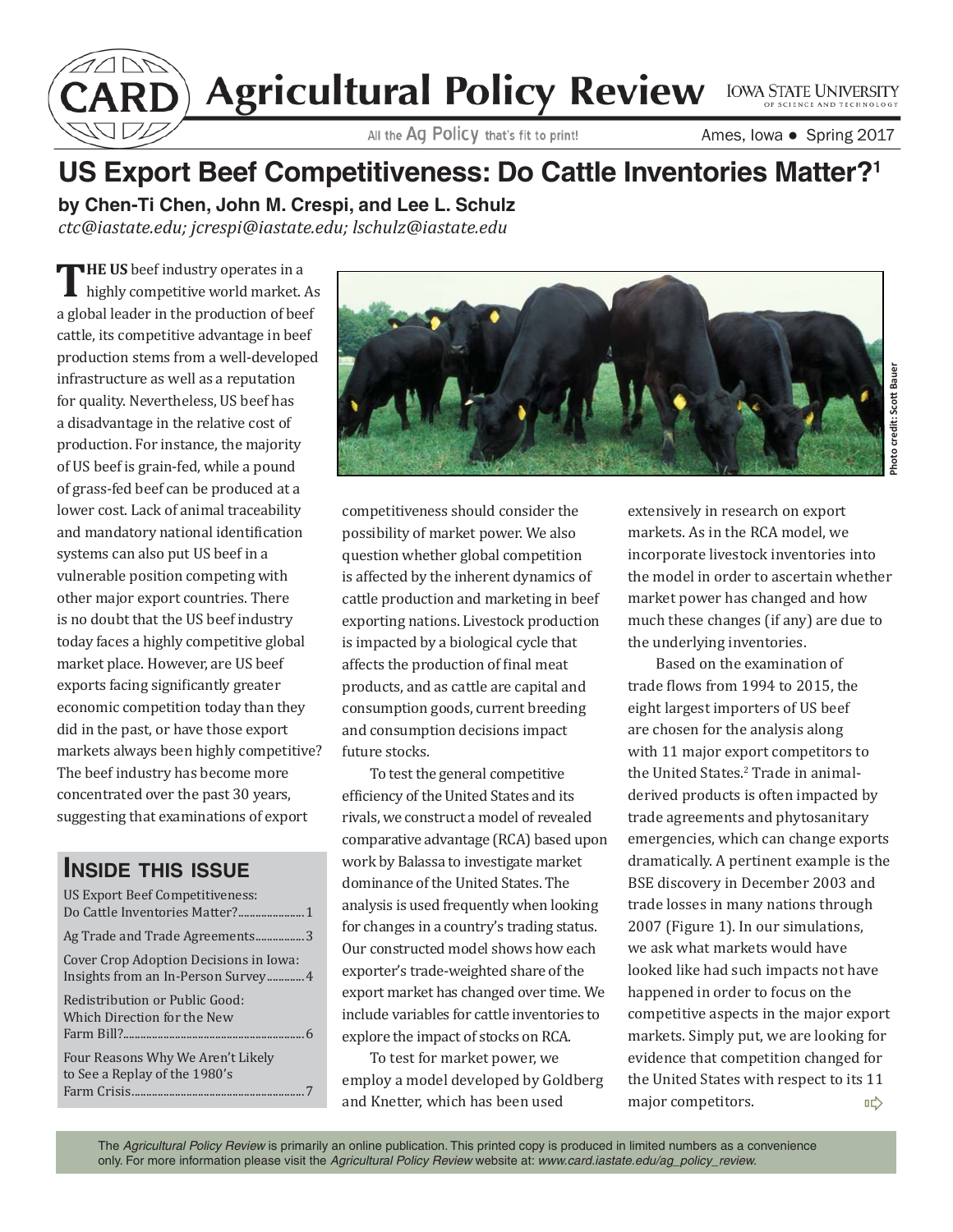# CARD Agricultural Policy Review

All the Ag Policy that's fit to print!

Ames, Iowa • Spring 2017

## US Export Beef Competitiveness: Do Cattle Inventories Matter?[1]

**by Chen-Ti Chen, John M. Crespi, and Lee L. Schulz**

*ctc@iastate.edu; jcrespi@iastate.edu; lschulz@iastate.edu*

**THE US** beef industry operates in a highly competitive world market. As a global leader in the production of beef cattle, its competitive advantage in beef production stems from a well-developed infrastructure as well as a reputation for quality. Nevertheless, US beef has a disadvantage in the relative cost of production. For instance, the majority of US beef is grain-fed, while a pound of grass-fed beef can be produced at a lower cost. Lack of animal traceability and mandatory national identification systems can also put US beef in a vulnerable position competing with other major export countries. There is no doubt that the US beef industry today faces a highly competitive global market place. However, are US beef exports facing significantly greater economic competition today than they did in the past, or have those export markets always been highly competitive? The beef industry has become more concentrated over the past 30 years, suggesting that examinations of export competitiveness should consider the possibility of market power. We also question whether global competition is affected by the inherent dynamics of cattle production and marketing in beef exporting nations. Livestock production is impacted by a biological cycle that affects the production of final meat products, and as cattle are capital and consumption goods, current breeding and consumption decisions impact future stocks.

To test the general competitive efficiency of the United States and its rivals, we construct a model of revealed comparative advantage (RCA) based upon work by Balassa to investigate market dominance of the United States. The analysis is used frequently when looking for changes in a country's trading status. Our constructed model shows how each exporter's trade-weighted share of the export market has changed over time. We include variables for cattle inventories to explore the impact of stocks on RCA.

To test for market power, we employ a model developed by Goldberg and Knetter, which has been used extensively in research on export markets. As in the RCA model, we incorporate livestock inventories into the model in order to ascertain whether market power has changed and how much these changes (if any) are due to the underlying inventories.

Based on the examination of trade flows from 1994 to 2015, the eight largest importers of US beef are chosen for the analysis along with 11 major export competitors to the United States.[2] Trade in animal-derived products is often impacted by trade agreements and phytosanitary emergencies, which can change exports dramatically. A pertinent example is the BSE discovery in December 2003 and trade losses in many nations through 2007 (Figure 1). In our simulations, we ask what markets would have looked like had such impacts not have happened in order to focus on the competitive aspects in the major export markets. Simply put, we are looking for evidence that competition changed for the United States with respect to its 11 major competitors.

Photo credit: Scott Bauer

### INSIDE THIS ISSUE

- US Export Beef Competitiveness: Do Cattle Inventories Matter? ........ 1
- Ag Trade and Trade Agreements ........ 3
- Cover Crop Adoption Decisions in Iowa: Insights from an In-Person Survey ........ 4
- Redistribution or Public Good: Which Direction for the New Farm Bill? ........ 6
- Four Reasons Why We Aren't Likely to See a Replay of the 1980's Farm Crisis ........ 7

The *Agricultural Policy Review* is primarily an online publication. This printed copy is produced in limited numbers as a convenience only. For more information please visit the *Agricultural Policy Review* website at: *www.card.iastate.edu/ag_policy_review.*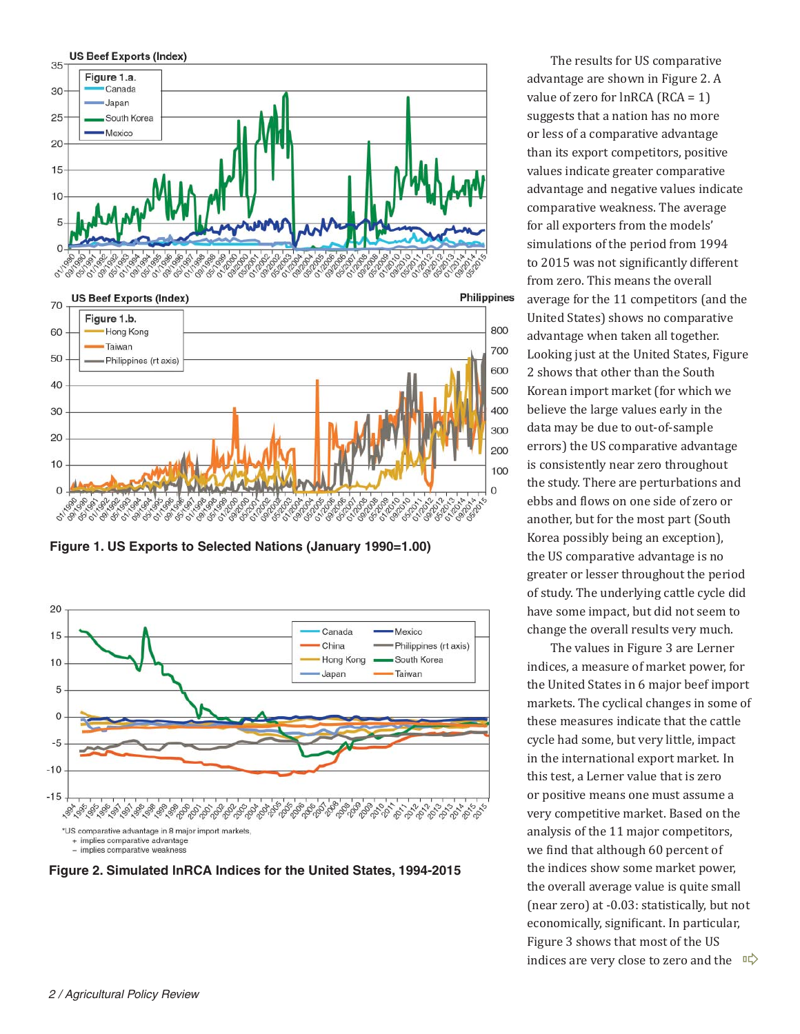US Beef Exports (Index)

Figure 1.a.

Canada

Japan

South Korea

Mexico

35
30
25
20
15
10
5
0

01/1990 09/1990 05/1991 01/1992 09/1992 05/1993 01/1994 09/1994 05/1995 01/1996 09/1996 05/1997 01/1998 09/1998 05/1999 01/2000 09/2000 05/2001 01/2002 09/2002 05/2003 01/2004 09/2004 05/2005 01/2006 09/2006 05/2007 01/2008 09/2008 05/2009 01/2010 09/2010 05/2011 01/2012 09/2012 05/2013 01/2014 09/2014 05/2015

US Beef Exports (Index)

Philippines

Figure 1.b.

Hong Kong

Taiwan

Philippines (rt axis)

70
60
50
40
30
20
10
0

800
700
600
500
400
300
200
100
0

01/1990 09/1990 05/1991 01/1992 09/1992 05/1993 01/1994 09/1994 05/1995 01/1996 09/1996 05/1997 01/1998 09/1998 05/1999 01/2000 09/2000 05/2001 01/2002 09/2002 05/2003 01/2004 09/2004 05/2005 01/2006 09/2006 05/2007 01/2008 09/2008 05/2009 01/2010 09/2010 05/2011 01/2012 09/2012 05/2013 01/2014 09/2014 05/2015

**Figure 1. US Exports to Selected Nations (January 1990=1.00)**

Canada

China

Hong Kong

Japan

Mexico

Philippines (rt axis)

South Korea

Taiwan

20
15
10
5
0
-5
-10
-15

1994 1995 1995 1996 1997 1997 1998 1998 1999 1999 2000 2001 2001 2002 2002 2003 2004 2004 2005 2005 2006 2007 2007 2008 2008 2009 2009 2010 2011 2011 2012 2012 2013 2013 2014 2015 2015

*US comparative advantage in 8 major import markets.
+ implies comparative advantage
– implies comparative weakness

**Figure 2. Simulated lnRCA Indices for the United States, 1994-2015**

The results for US comparative advantage are shown in Figure 2. A value of zero for lnRCA (RCA = 1) suggests that a nation has no more or less of a comparative advantage than its export competitors, positive values indicate greater comparative advantage and negative values indicate comparative weakness. The average for all exporters from the models' simulations of the period from 1994 to 2015 was not significantly different from zero. This means the overall average for the 11 competitors (and the United States) shows no comparative advantage when taken all together. Looking just at the United States, Figure 2 shows that other than the South Korean import market (for which we believe the large values early in the data may be due to out-of-sample errors) the US comparative advantage is consistently near zero throughout the study. There are perturbations and ebbs and flows on one side of zero or another, but for the most part (South Korea possibly being an exception), the US comparative advantage is no greater or lesser throughout the period of study. The underlying cattle cycle did have some impact, but did not seem to change the overall results very much.

The values in Figure 3 are Lerner indices, a measure of market power, for the United States in 6 major beef import markets. The cyclical changes in some of these measures indicate that the cattle cycle had some, but very little, impact in the international export market. In this test, a Lerner value that is zero or positive means one must assume a very competitive market. Based on the analysis of the 11 major competitors, we find that although 60 percent of the indices show some market power, the overall average value is quite small (near zero) at -0.03: statistically, but not economically, significant. In particular, Figure 3 shows that most of the US indices are very close to zero and the